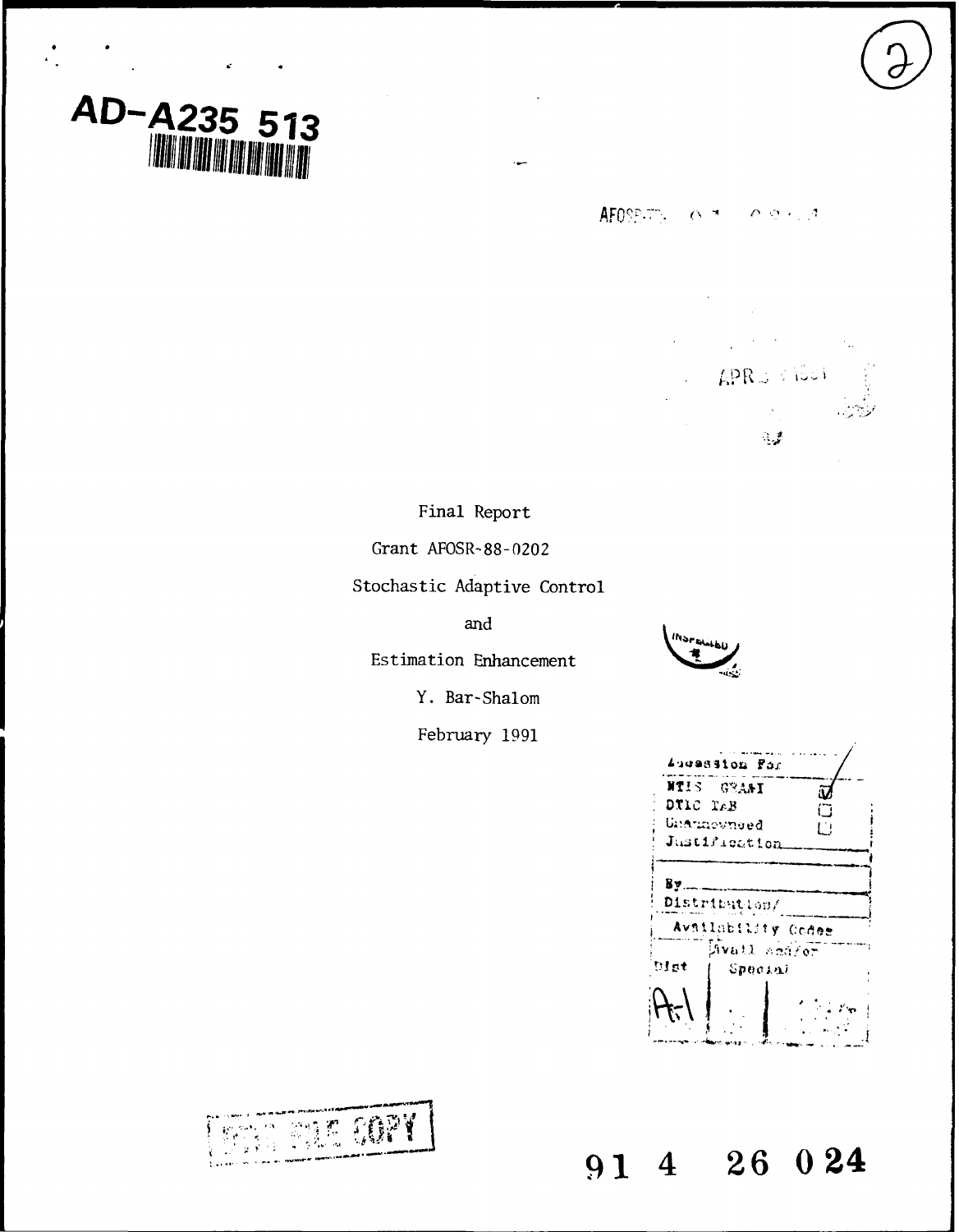AD-A235 513

Final Report

Grant AFOSR-88-0202

Stochastic Adaptive Control

and

Estimation Enhancement

Y. Bar-Shalom

February 1991

| Accession For | |
|---|---|
| NTIS GRA&I | ☑ |
| DTIC TAB | ☐ |
| Unannounced | ☐ |
| Justification | |
| By | |
| Distribution/ | |
| Availability Codes | |
| Dist | Avail and/or Special |
| A-1 | |

91 4 26 024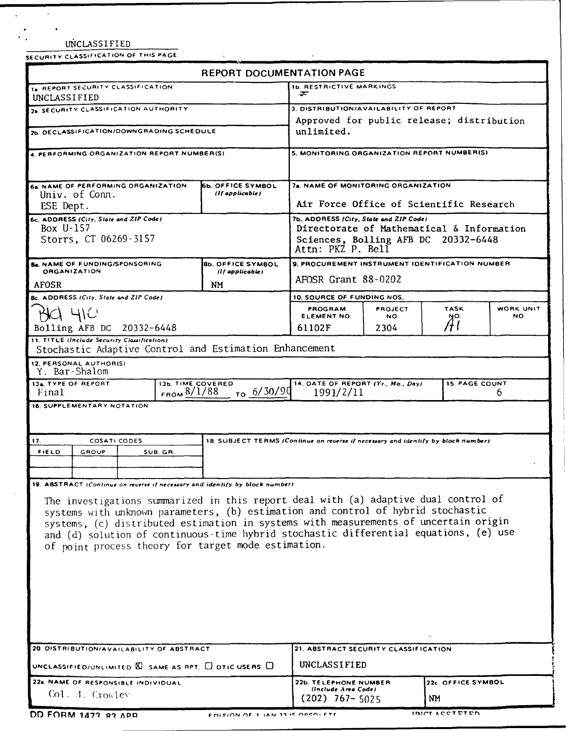UNCLASSIFIED

SECURITY CLASSIFICATION OF THIS PAGE

# REPORT DOCUMENTATION PAGE

| | |
|---|---|
| 1a. REPORT SECURITY CLASSIFICATION<br>UNCLASSIFIED | 1b. RESTRICTIVE MARKINGS |
| 2a. SECURITY CLASSIFICATION AUTHORITY | 3. DISTRIBUTION/AVAILABILITY OF REPORT<br>Approved for public release; distribution unlimited. |
| 2b. DECLASSIFICATION/DOWNGRADING SCHEDULE | |
| 4. PERFORMING ORGANIZATION REPORT NUMBER(S) | 5. MONITORING ORGANIZATION REPORT NUMBER(S) |
| 6a. NAME OF PERFORMING ORGANIZATION<br>Univ. of Conn.<br>ESE Dept.<br>6b. OFFICE SYMBOL (If applicable) | 7a. NAME OF MONITORING ORGANIZATION<br>Air Force Office of Scientific Research |
| 6c. ADDRESS (City, State and ZIP Code)<br>Box U-157<br>Storrs, CT 06269-3157 | 7b. ADDRESS (City, State and ZIP Code)<br>Directorate of Mathematical & Information Sciences, Bolling AFB DC 20332-6448<br>Attn: PKZ P. Bell |
| 8a. NAME OF FUNDING/SPONSORING ORGANIZATION<br>AFOSR<br>8b. OFFICE SYMBOL (If applicable)<br>NM | 9. PROCUREMENT INSTRUMENT IDENTIFICATION NUMBER<br>AFOSR Grant 88-0202 |
| 8c. ADDRESS (City, State and ZIP Code)<br>Bld 410<br>Bolling AFB DC 20332-6448 | 10. SOURCE OF FUNDING NOS.<br>PROGRAM ELEMENT NO.: 61102F<br>PROJECT NO.: 2304<br>TASK NO.: A1<br>WORK UNIT NO.: |

11. TITLE (Include Security Classification)
Stochastic Adaptive Control and Estimation Enhancement

12. PERSONAL AUTHOR(S)
Y. Bar-Shalom

| 13a. TYPE OF REPORT | 13b. TIME COVERED | 14. DATE OF REPORT (Yr., Mo., Day) | 15. PAGE COUNT |
|---|---|---|---|
| Final | FROM 8/1/88 TO 6/30/90 | 1991/2/11 | 6 |

16. SUPPLEMENTARY NOTATION

| 17. COSATI CODES | | | 18. SUBJECT TERMS (Continue on reverse if necessary and identify by block number) |
|---|---|---|---|
| FIELD | GROUP | SUB. GR. | |

19. ABSTRACT (Continue on reverse if necessary and identify by block number)

The investigations summarized in this report deal with (a) adaptive dual control of systems with unknown parameters, (b) estimation and control of hybrid stochastic systems, (c) distributed estimation in systems with measurements of uncertain origin and (d) solution of continuous-time hybrid stochastic differential equations, (e) use of point process theory for target mode estimation.

| | |
|---|---|
| 20. DISTRIBUTION/AVAILABILITY OF ABSTRACT<br>UNCLASSIFIED/UNLIMITED ☒ SAME AS RPT. ☐ DTIC USERS ☐ | 21. ABSTRACT SECURITY CLASSIFICATION<br>UNCLASSIFIED |
| 22a. NAME OF RESPONSIBLE INDIVIDUAL<br>Col. J. Crowley | 22b. TELEPHONE NUMBER (Include Area Code)<br>(202) 767-5025<br>22c. OFFICE SYMBOL<br>NM |

DD FORM 1473, 83 APR — EDITION OF 1 JAN 73 IS OBSOLETE. — UNCLASSIFIED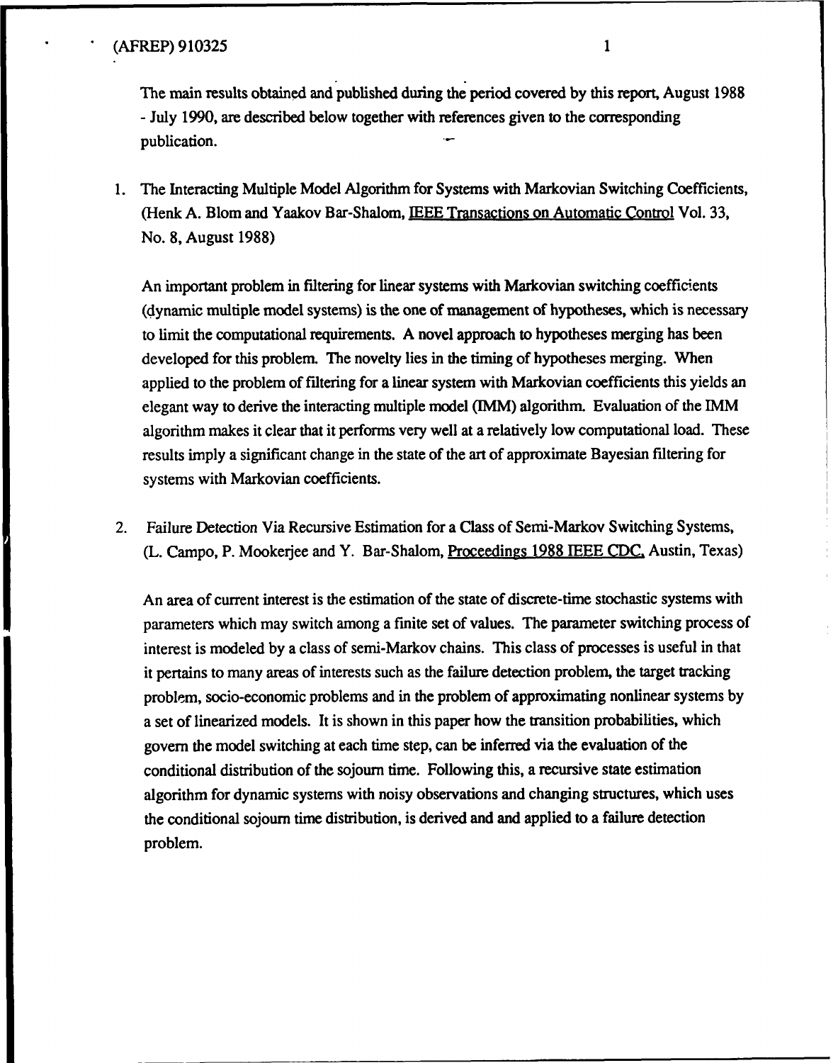The main results obtained and published during the period covered by this report, August 1988 - July 1990, are described below together with references given to the corresponding publication.

1. The Interacting Multiple Model Algorithm for Systems with Markovian Switching Coefficients, (Henk A. Blom and Yaakov Bar-Shalom, IEEE Transactions on Automatic Control Vol. 33, No. 8, August 1988)

   An important problem in filtering for linear systems with Markovian switching coefficients (dynamic multiple model systems) is the one of management of hypotheses, which is necessary to limit the computational requirements. A novel approach to hypotheses merging has been developed for this problem. The novelty lies in the timing of hypotheses merging. When applied to the problem of filtering for a linear system with Markovian coefficients this yields an elegant way to derive the interacting multiple model (IMM) algorithm. Evaluation of the IMM algorithm makes it clear that it performs very well at a relatively low computational load. These results imply a significant change in the state of the art of approximate Bayesian filtering for systems with Markovian coefficients.

2. Failure Detection Via Recursive Estimation for a Class of Semi-Markov Switching Systems, (L. Campo, P. Mookerjee and Y. Bar-Shalom, Proceedings 1988 IEEE CDC, Austin, Texas)

   An area of current interest is the estimation of the state of discrete-time stochastic systems with parameters which may switch among a finite set of values. The parameter switching process of interest is modeled by a class of semi-Markov chains. This class of processes is useful in that it pertains to many areas of interests such as the failure detection problem, the target tracking problem, socio-economic problems and in the problem of approximating nonlinear systems by a set of linearized models. It is shown in this paper how the transition probabilities, which govern the model switching at each time step, can be inferred via the evaluation of the conditional distribution of the sojourn time. Following this, a recursive state estimation algorithm for dynamic systems with noisy observations and changing structures, which uses the conditional sojourn time distribution, is derived and and applied to a failure detection problem.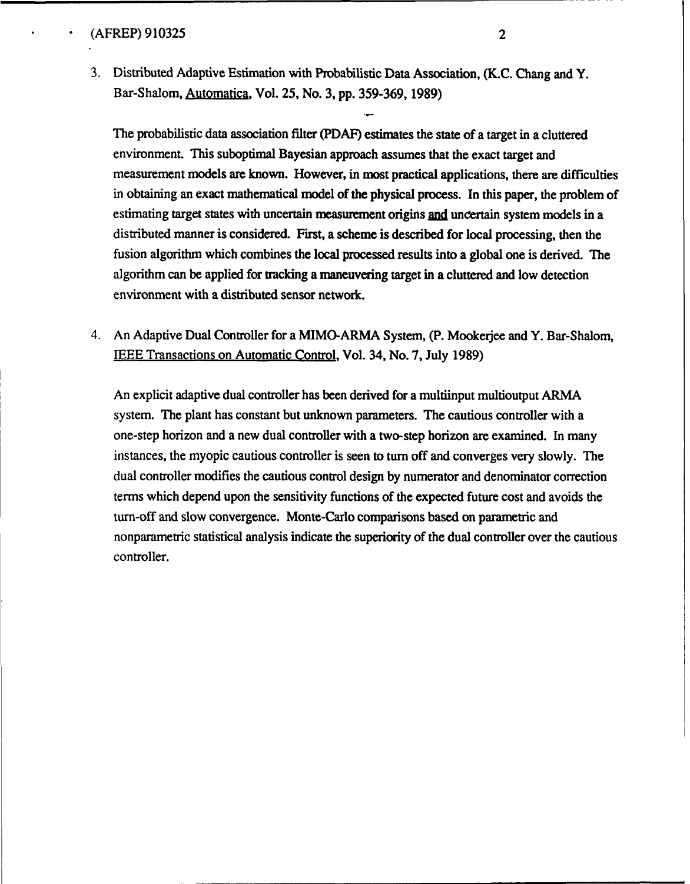3. Distributed Adaptive Estimation with Probabilistic Data Association, (K.C. Chang and Y. Bar-Shalom, Automatica, Vol. 25, No. 3, pp. 359-369, 1989)

   The probabilistic data association filter (PDAF) estimates the state of a target in a cluttered environment. This suboptimal Bayesian approach assumes that the exact target and measurement models are known. However, in most practical applications, there are difficulties in obtaining an exact mathematical model of the physical process. In this paper, the problem of estimating target states with uncertain measurement origins and uncertain system models in a distributed manner is considered. First, a scheme is described for local processing, then the fusion algorithm which combines the local processed results into a global one is derived. The algorithm can be applied for tracking a maneuvering target in a cluttered and low detection environment with a distributed sensor network.

4. An Adaptive Dual Controller for a MIMO-ARMA System, (P. Mookerjee and Y. Bar-Shalom, IEEE Transactions on Automatic Control, Vol. 34, No. 7, July 1989)

   An explicit adaptive dual controller has been derived for a multiinput multioutput ARMA system. The plant has constant but unknown parameters. The cautious controller with a one-step horizon and a new dual controller with a two-step horizon are examined. In many instances, the myopic cautious controller is seen to turn off and converges very slowly. The dual controller modifies the cautious control design by numerator and denominator correction terms which depend upon the sensitivity functions of the expected future cost and avoids the turn-off and slow convergence. Monte-Carlo comparisons based on parametric and nonparametric statistical analysis indicate the superiority of the dual controller over the cautious controller.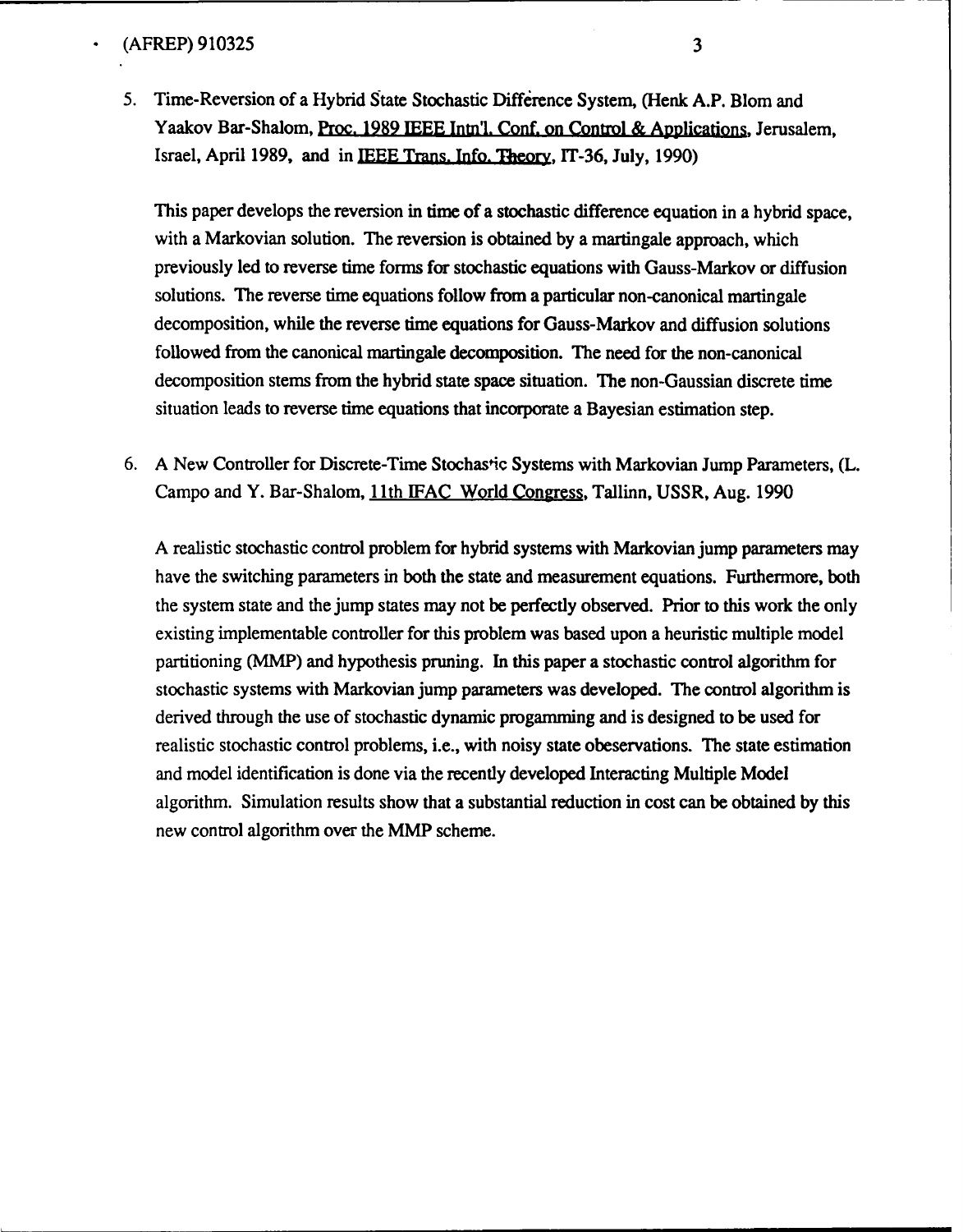5. Time-Reversion of a Hybrid State Stochastic Difference System, (Henk A.P. Blom and Yaakov Bar-Shalom, Proc. 1989 IEEE Intn'l. Conf. on Control & Applications, Jerusalem, Israel, April 1989, and in IEEE Trans. Info. Theory, IT-36, July, 1990)

   This paper develops the reversion in time of a stochastic difference equation in a hybrid space, with a Markovian solution. The reversion is obtained by a martingale approach, which previously led to reverse time forms for stochastic equations with Gauss-Markov or diffusion solutions. The reverse time equations follow from a particular non-canonical martingale decomposition, while the reverse time equations for Gauss-Markov and diffusion solutions followed from the canonical martingale decomposition. The need for the non-canonical decomposition stems from the hybrid state space situation. The non-Gaussian discrete time situation leads to reverse time equations that incorporate a Bayesian estimation step.

6. A New Controller for Discrete-Time Stochastic Systems with Markovian Jump Parameters, (L. Campo and Y. Bar-Shalom, 11th IFAC World Congress, Tallinn, USSR, Aug. 1990

   A realistic stochastic control problem for hybrid systems with Markovian jump parameters may have the switching parameters in both the state and measurement equations. Furthermore, both the system state and the jump states may not be perfectly observed. Prior to this work the only existing implementable controller for this problem was based upon a heuristic multiple model partitioning (MMP) and hypothesis pruning. In this paper a stochastic control algorithm for stochastic systems with Markovian jump parameters was developed. The control algorithm is derived through the use of stochastic dynamic progamming and is designed to be used for realistic stochastic control problems, i.e., with noisy state obeservations. The state estimation and model identification is done via the recently developed Interacting Multiple Model algorithm. Simulation results show that a substantial reduction in cost can be obtained by this new control algorithm over the MMP scheme.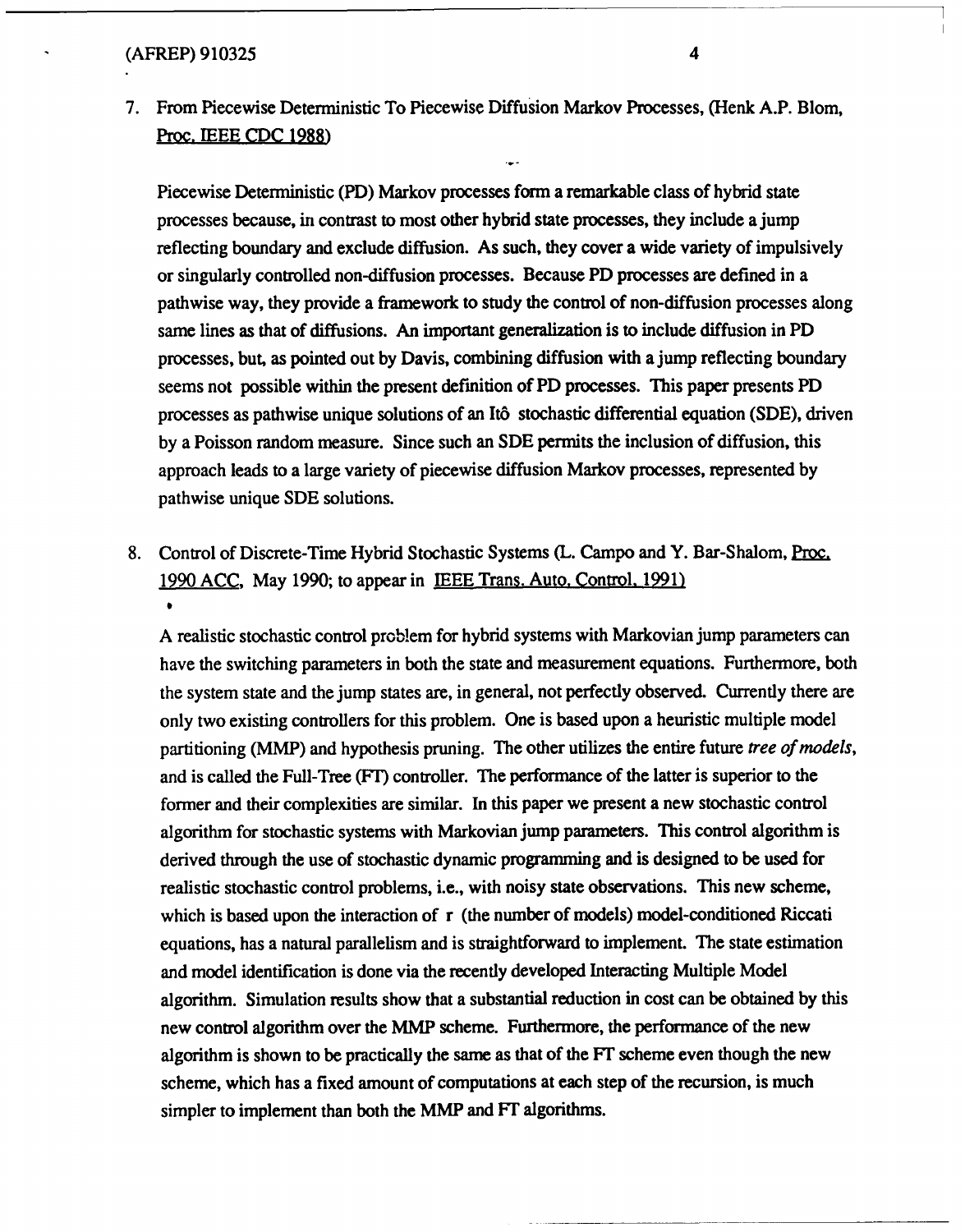7. From Piecewise Deterministic To Piecewise Diffusion Markov Processes, (Henk A.P. Blom, Proc. IEEE CDC 1988)

   Piecewise Deterministic (PD) Markov processes form a remarkable class of hybrid state processes because, in contrast to most other hybrid state processes, they include a jump reflecting boundary and exclude diffusion. As such, they cover a wide variety of impulsively or singularly controlled non-diffusion processes. Because PD processes are defined in a pathwise way, they provide a framework to study the control of non-diffusion processes along same lines as that of diffusions. An important generalization is to include diffusion in PD processes, but, as pointed out by Davis, combining diffusion with a jump reflecting boundary seems not possible within the present definition of PD processes. This paper presents PD processes as pathwise unique solutions of an Itô stochastic differential equation (SDE), driven by a Poisson random measure. Since such an SDE permits the inclusion of diffusion, this approach leads to a large variety of piecewise diffusion Markov processes, represented by pathwise unique SDE solutions.

8. Control of Discrete-Time Hybrid Stochastic Systems (L. Campo and Y. Bar-Shalom, Proc. 1990 ACC, May 1990; to appear in IEEE Trans. Auto. Control, 1991)

   A realistic stochastic control problem for hybrid systems with Markovian jump parameters can have the switching parameters in both the state and measurement equations. Furthermore, both the system state and the jump states are, in general, not perfectly observed. Currently there are only two existing controllers for this problem. One is based upon a heuristic multiple model partitioning (MMP) and hypothesis pruning. The other utilizes the entire future *tree of models*, and is called the Full-Tree (FT) controller. The performance of the latter is superior to the former and their complexities are similar. In this paper we present a new stochastic control algorithm for stochastic systems with Markovian jump parameters. This control algorithm is derived through the use of stochastic dynamic programming and is designed to be used for realistic stochastic control problems, i.e., with noisy state observations. This new scheme, which is based upon the interaction of $r$ (the number of models) model-conditioned Riccati equations, has a natural parallelism and is straightforward to implement. The state estimation and model identification is done via the recently developed Interacting Multiple Model algorithm. Simulation results show that a substantial reduction in cost can be obtained by this new control algorithm over the MMP scheme. Furthermore, the performance of the new algorithm is shown to be practically the same as that of the FT scheme even though the new scheme, which has a fixed amount of computations at each step of the recursion, is much simpler to implement than both the MMP and FT algorithms.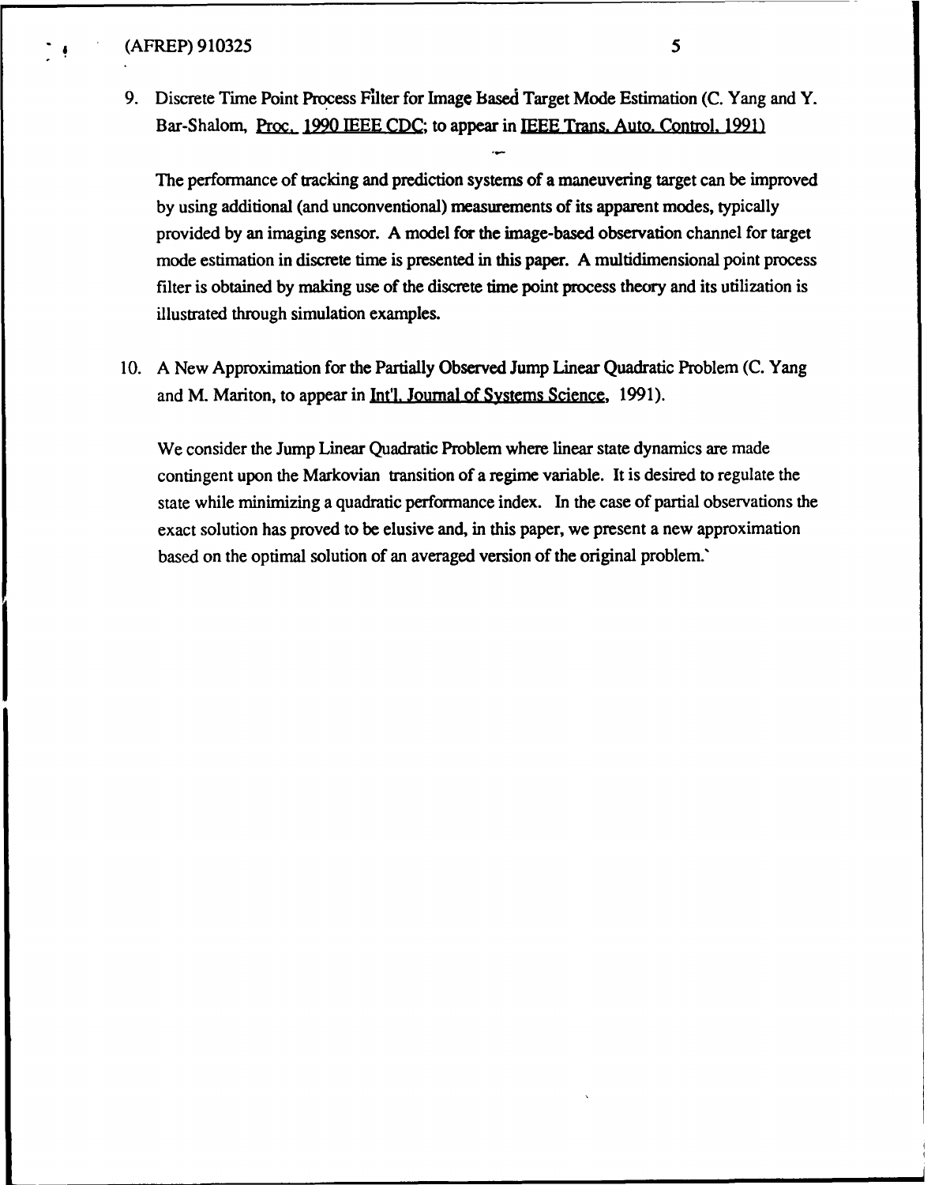9. Discrete Time Point Process Filter for Image Based Target Mode Estimation (C. Yang and Y. Bar-Shalom, Proc. 1990 IEEE CDC; to appear in IEEE Trans. Auto. Control, 1991)

   The performance of tracking and prediction systems of a maneuvering target can be improved by using additional (and unconventional) measurements of its apparent modes, typically provided by an imaging sensor. A model for the image-based observation channel for target mode estimation in discrete time is presented in this paper. A multidimensional point process filter is obtained by making use of the discrete time point process theory and its utilization is illustrated through simulation examples.

10. A New Approximation for the Partially Observed Jump Linear Quadratic Problem (C. Yang and M. Mariton, to appear in Int'l. Journal of Systems Science, 1991).

    We consider the Jump Linear Quadratic Problem where linear state dynamics are made contingent upon the Markovian transition of a regime variable. It is desired to regulate the state while minimizing a quadratic performance index. In the case of partial observations the exact solution has proved to be elusive and, in this paper, we present a new approximation based on the optimal solution of an averaged version of the original problem.